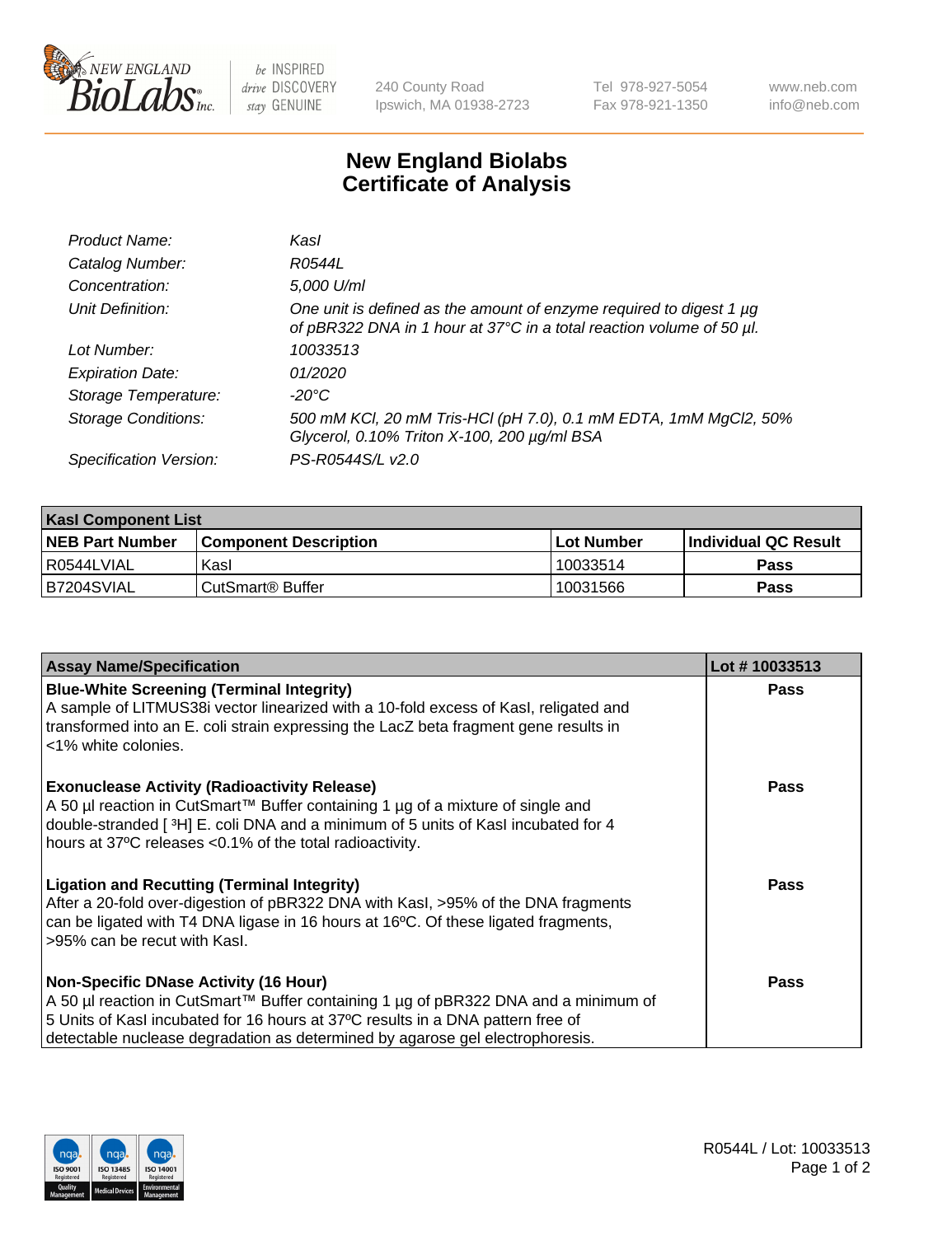240 County Road
Ipswich, MA 01938-2723

Tel 978-927-5054
Fax 978-921-1350

www.neb.com
info@neb.com

# New England Biolabs
# Certificate of Analysis

| | |
|---|---|
| *Product Name:* | *KasI* |
| *Catalog Number:* | *R0544L* |
| *Concentration:* | *5,000 U/ml* |
| *Unit Definition:* | *One unit is defined as the amount of enzyme required to digest 1 µg of pBR322 DNA in 1 hour at 37°C in a total reaction volume of 50 µl.* |
| *Lot Number:* | *10033513* |
| *Expiration Date:* | *01/2020* |
| *Storage Temperature:* | *-20°C* |
| *Storage Conditions:* | *500 mM KCl, 20 mM Tris-HCl (pH 7.0), 0.1 mM EDTA, 1mM MgCl2, 50% Glycerol, 0.10% Triton X-100, 200 µg/ml BSA* |
| *Specification Version:* | *PS-R0544S/L v2.0* |

| KasI Component List | | | |
|---|---|---|---|
| **NEB Part Number** | **Component Description** | **Lot Number** | **Individual QC Result** |
| R0544LVIAL | KasI | 10033514 | **Pass** |
| B7204SVIAL | CutSmart® Buffer | 10031566 | **Pass** |

| Assay Name/Specification | Lot # 10033513 |
|---|---|
| **Blue-White Screening (Terminal Integrity)**<br>A sample of LITMUS38i vector linearized with a 10-fold excess of KasI, religated and transformed into an E. coli strain expressing the LacZ beta fragment gene results in <1% white colonies. | **Pass** |
| **Exonuclease Activity (Radioactivity Release)**<br>A 50 µl reaction in CutSmart™ Buffer containing 1 µg of a mixture of single and double-stranded [ $^{3}$H] E. coli DNA and a minimum of 5 units of KasI incubated for 4 hours at 37ºC releases <0.1% of the total radioactivity. | **Pass** |
| **Ligation and Recutting (Terminal Integrity)**<br>After a 20-fold over-digestion of pBR322 DNA with KasI, >95% of the DNA fragments can be ligated with T4 DNA ligase in 16 hours at 16ºC. Of these ligated fragments, >95% can be recut with KasI. | **Pass** |
| **Non-Specific DNase Activity (16 Hour)**<br>A 50 µl reaction in CutSmart™ Buffer containing 1 µg of pBR322 DNA and a minimum of 5 Units of KasI incubated for 16 hours at 37ºC results in a DNA pattern free of detectable nuclease degradation as determined by agarose gel electrophoresis. | **Pass** |

R0544L / Lot: 10033513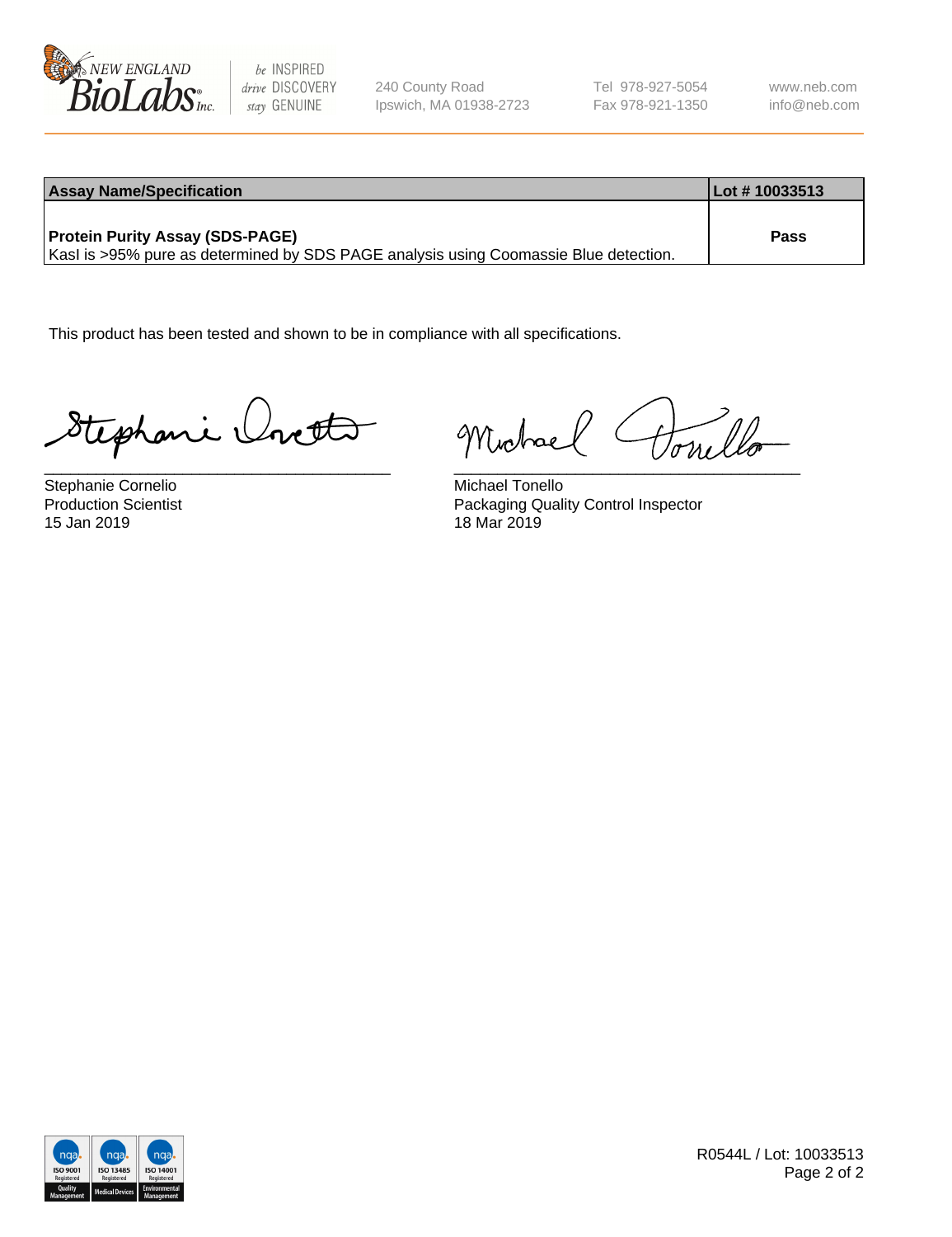| Assay Name/Specification | Lot # 10033513 |
|---|---|
| **Protein Purity Assay (SDS-PAGE)**<br>KasI is >95% pure as determined by SDS PAGE analysis using Coomassie Blue detection. | **Pass** |

This product has been tested and shown to be in compliance with all specifications.

Stephanie Cornelio
Production Scientist
15 Jan 2019

Michael Tonello
Packaging Quality Control Inspector
18 Mar 2019

R0544L / Lot: 10033513